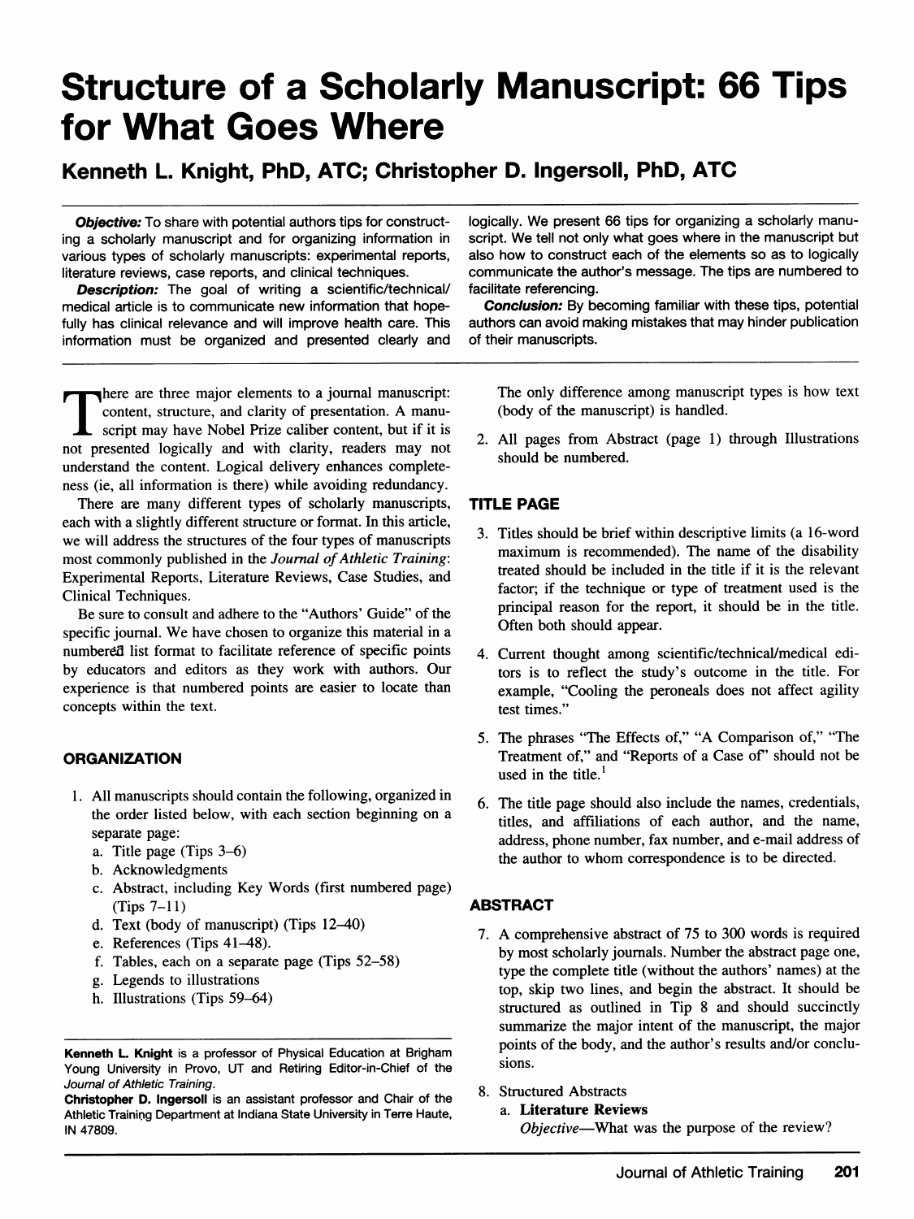# Structure of a Scholarly Manuscript: 66 Tips for What Goes Where

## Kenneth L. Knight, PhD, ATC; Christopher D. Ingersoll, PhD, ATC

***Objective:*** To share with potential authors tips for constructing a scholarly manuscript and for organizing information in various types of scholarly manuscripts: experimental reports, literature reviews, case reports, and clinical techniques.

***Description:*** The goal of writing a scientific/technical/medical article is to communicate new information that hopefully has clinical relevance and will improve health care. This information must be organized and presented clearly and logically. We present 66 tips for organizing a scholarly manuscript. We tell not only what goes where in the manuscript but also how to construct each of the elements so as to logically communicate the author's message. The tips are numbered to facilitate referencing.

***Conclusion:*** By becoming familiar with these tips, potential authors can avoid making mistakes that may hinder publication of their manuscripts.

There are three major elements to a journal manuscript: content, structure, and clarity of presentation. A manuscript may have Nobel Prize caliber content, but if it is not presented logically and with clarity, readers may not understand the content. Logical delivery enhances completeness (ie, all information is there) while avoiding redundancy.

There are many different types of scholarly manuscripts, each with a slightly different structure or format. In this article, we will address the structures of the four types of manuscripts most commonly published in the *Journal of Athletic Training*: Experimental Reports, Literature Reviews, Case Studies, and Clinical Techniques.

Be sure to consult and adhere to the "Authors' Guide" of the specific journal. We have chosen to organize this material in a numbered list format to facilitate reference of specific points by educators and editors as they work with authors. Our experience is that numbered points are easier to locate than concepts within the text.

### ORGANIZATION

1. All manuscripts should contain the following, organized in the order listed below, with each section beginning on a separate page:
   a. Title page (Tips 3–6)
   b. Acknowledgments
   c. Abstract, including Key Words (first numbered page) (Tips 7–11)
   d. Text (body of manuscript) (Tips 12–40)
   e. References (Tips 41–48).
   f. Tables, each on a separate page (Tips 52–58)
   g. Legends to illustrations
   h. Illustrations (Tips 59–64)

   The only difference among manuscript types is how text (body of the manuscript) is handled.

2. All pages from Abstract (page 1) through Illustrations should be numbered.

### TITLE PAGE

3. Titles should be brief within descriptive limits (a 16-word maximum is recommended). The name of the disability treated should be included in the title if it is the relevant factor; if the technique or type of treatment used is the principal reason for the report, it should be in the title. Often both should appear.

4. Current thought among scientific/technical/medical editors is to reflect the study's outcome in the title. For example, "Cooling the peroneals does not affect agility test times."

5. The phrases "The Effects of," "A Comparison of," "The Treatment of," and "Reports of a Case of" should not be used in the title.[1]

6. The title page should also include the names, credentials, titles, and affiliations of each author, and the name, address, phone number, fax number, and e-mail address of the author to whom correspondence is to be directed.

### ABSTRACT

7. A comprehensive abstract of 75 to 300 words is required by most scholarly journals. Number the abstract page one, type the complete title (without the authors' names) at the top, skip two lines, and begin the abstract. It should be structured as outlined in Tip 8 and should succinctly summarize the major intent of the manuscript, the major points of the body, and the author's results and/or conclusions.

8. Structured Abstracts
   a. **Literature Reviews**
      *Objective*—What was the purpose of the review?

**Kenneth L. Knight** is a professor of Physical Education at Brigham Young University in Provo, UT and Retiring Editor-in-Chief of the *Journal of Athletic Training*.

**Christopher D. Ingersoll** is an assistant professor and Chair of the Athletic Training Department at Indiana State University in Terre Haute, IN 47809.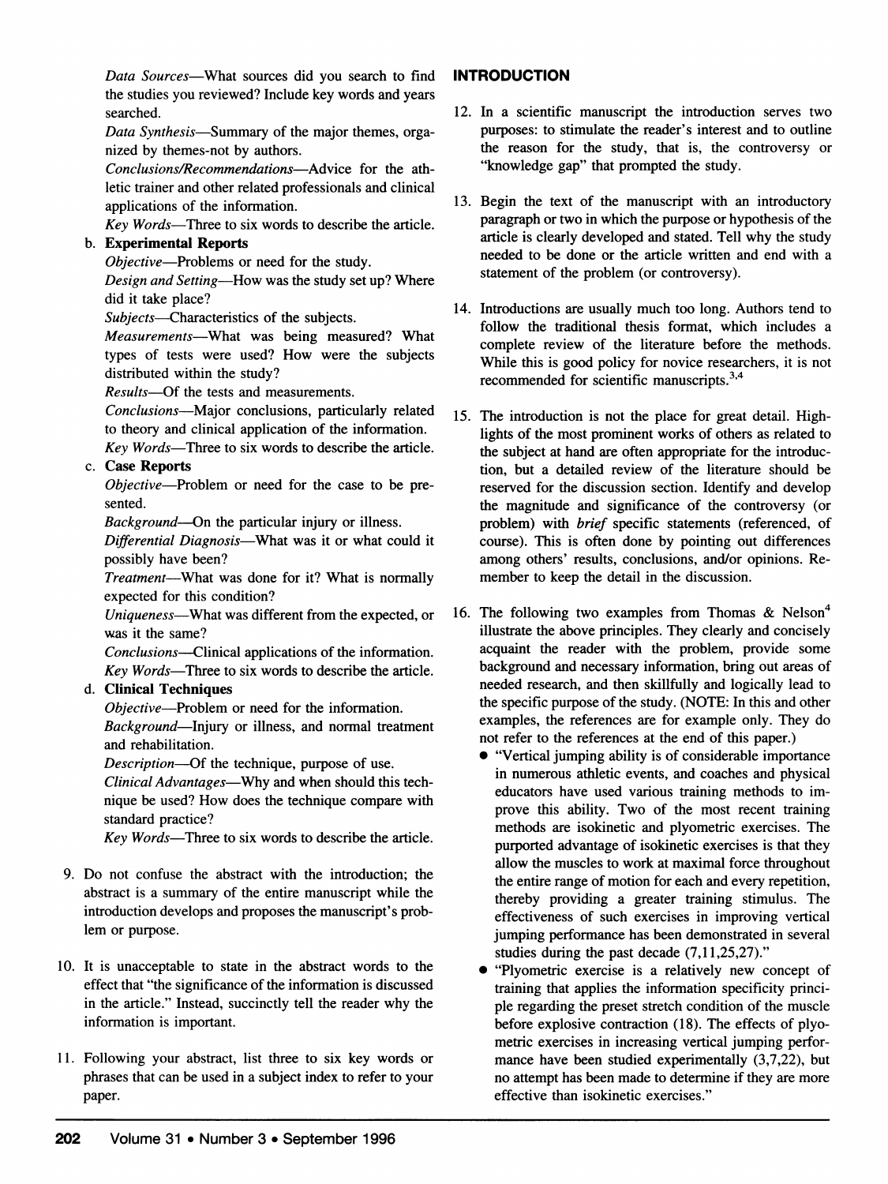*Data Sources*—What sources did you search to find the studies you reviewed? Include key words and years searched.

*Data Synthesis*—Summary of the major themes, organized by themes-not by authors.

*Conclusions/Recommendations*—Advice for the athletic trainer and other related professionals and clinical applications of the information.

*Key Words*—Three to six words to describe the article.

b. **Experimental Reports**

*Objective*—Problems or need for the study.

*Design and Setting*—How was the study set up? Where did it take place?

*Subjects*—Characteristics of the subjects.

*Measurements*—What was being measured? What types of tests were used? How were the subjects distributed within the study?

*Results*—Of the tests and measurements.

*Conclusions*—Major conclusions, particularly related to theory and clinical application of the information.

*Key Words*—Three to six words to describe the article.

c. **Case Reports**

*Objective*—Problem or need for the case to be presented.

*Background*—On the particular injury or illness.

*Differential Diagnosis*—What was it or what could it possibly have been?

*Treatment*—What was done for it? What is normally expected for this condition?

*Uniqueness*—What was different from the expected, or was it the same?

*Conclusions*—Clinical applications of the information.

*Key Words*—Three to six words to describe the article.

d. **Clinical Techniques**

*Objective*—Problem or need for the information.

*Background*—Injury or illness, and normal treatment and rehabilitation.

*Description*—Of the technique, purpose of use.

*Clinical Advantages*—Why and when should this technique be used? How does the technique compare with standard practice?

*Key Words*—Three to six words to describe the article.

9. Do not confuse the abstract with the introduction; the abstract is a summary of the entire manuscript while the introduction develops and proposes the manuscript's problem or purpose.

10. It is unacceptable to state in the abstract words to the effect that "the significance of the information is discussed in the article." Instead, succinctly tell the reader why the information is important.

11. Following your abstract, list three to six key words or phrases that can be used in a subject index to refer to your paper.

## INTRODUCTION

12. In a scientific manuscript the introduction serves two purposes: to stimulate the reader's interest and to outline the reason for the study, that is, the controversy or "knowledge gap" that prompted the study.

13. Begin the text of the manuscript with an introductory paragraph or two in which the purpose or hypothesis of the article is clearly developed and stated. Tell why the study needed to be done or the article written and end with a statement of the problem (or controversy).

14. Introductions are usually much too long. Authors tend to follow the traditional thesis format, which includes a complete review of the literature before the methods. While this is good policy for novice researchers, it is not recommended for scientific manuscripts.[3,4]

15. The introduction is not the place for great detail. Highlights of the most prominent works of others as related to the subject at hand are often appropriate for the introduction, but a detailed review of the literature should be reserved for the discussion section. Identify and develop the magnitude and significance of the controversy (or problem) with *brief* specific statements (referenced, of course). This is often done by pointing out differences among others' results, conclusions, and/or opinions. Remember to keep the detail in the discussion.

16. The following two examples from Thomas & Nelson[4] illustrate the above principles. They clearly and concisely acquaint the reader with the problem, provide some background and necessary information, bring out areas of needed research, and then skillfully and logically lead to the specific purpose of the study. (NOTE: In this and other examples, the references are for example only. They do not refer to the references at the end of this paper.)

   - "Vertical jumping ability is of considerable importance in numerous athletic events, and coaches and physical educators have used various training methods to improve this ability. Two of the most recent training methods are isokinetic and plyometric exercises. The purported advantage of isokinetic exercises is that they allow the muscles to work at maximal force throughout the entire range of motion for each and every repetition, thereby providing a greater training stimulus. The effectiveness of such exercises in improving vertical jumping performance has been demonstrated in several studies during the past decade (7,11,25,27)."
   - "Plyometric exercise is a relatively new concept of training that applies the information specificity principle regarding the preset stretch condition of the muscle before explosive contraction (18). The effects of plyometric exercises in increasing vertical jumping performance have been studied experimentally (3,7,22), but no attempt has been made to determine if they are more effective than isokinetic exercises."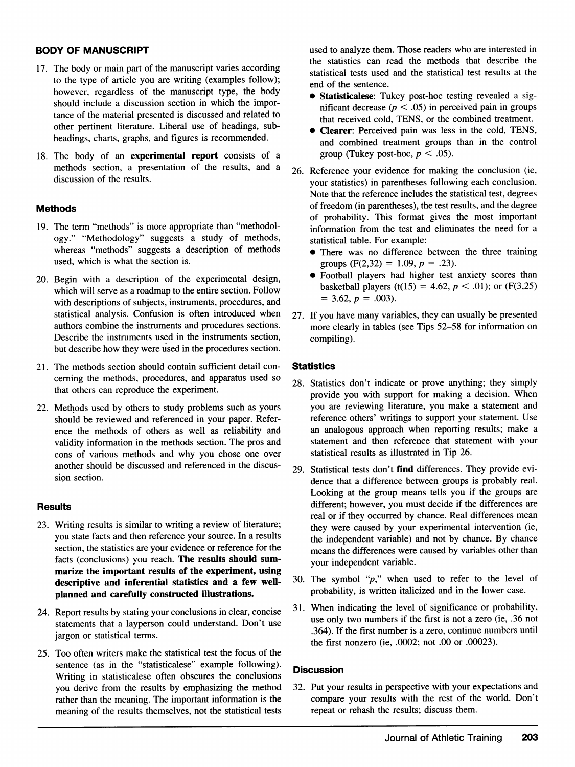## BODY OF MANUSCRIPT

17. The body or main part of the manuscript varies according to the type of article you are writing (examples follow); however, regardless of the manuscript type, the body should include a discussion section in which the importance of the material presented is discussed and related to other pertinent literature. Liberal use of headings, subheadings, charts, graphs, and figures is recommended.

18. The body of an **experimental report** consists of a methods section, a presentation of the results, and a discussion of the results.

### Methods

19. The term "methods" is more appropriate than "methodology." "Methodology" suggests a study of methods, whereas "methods" suggests a description of methods used, which is what the section is.

20. Begin with a description of the experimental design, which will serve as a roadmap to the entire section. Follow with descriptions of subjects, instruments, procedures, and statistical analysis. Confusion is often introduced when authors combine the instruments and procedures sections. Describe the instruments used in the instruments section, but describe how they were used in the procedures section.

21. The methods section should contain sufficient detail concerning the methods, procedures, and apparatus used so that others can reproduce the experiment.

22. Methods used by others to study problems such as yours should be reviewed and referenced in your paper. Reference the methods of others as well as reliability and validity information in the methods section. The pros and cons of various methods and why you chose one over another should be discussed and referenced in the discussion section.

### Results

23. Writing results is similar to writing a review of literature; you state facts and then reference your source. In a results section, the statistics are your evidence or reference for the facts (conclusions) you reach. **The results should summarize the important results of the experiment, using descriptive and inferential statistics and a few well-planned and carefully constructed illustrations.**

24. Report results by stating your conclusions in clear, concise statements that a layperson could understand. Don't use jargon or statistical terms.

25. Too often writers make the statistical test the focus of the sentence (as in the "statisticalese" example following). Writing in statisticalese often obscures the conclusions you derive from the results by emphasizing the method rather than the meaning. The important information is the meaning of the results themselves, not the statistical tests used to analyze them. Those readers who are interested in the statistics can read the methods that describe the statistical tests used and the statistical test results at the end of the sentence.
    - **Statisticalese**: Tukey post-hoc testing revealed a significant decrease ($p < .05$) in perceived pain in groups that received cold, TENS, or the combined treatment.
    - **Clearer**: Perceived pain was less in the cold, TENS, and combined treatment groups than in the control group (Tukey post-hoc, $p < .05$).

26. Reference your evidence for making the conclusion (ie, your statistics) in parentheses following each conclusion. Note that the reference includes the statistical test, degrees of freedom (in parentheses), the test results, and the degree of probability. This format gives the most important information from the test and eliminates the need for a statistical table. For example:
    - There was no difference between the three training groups ($F(2,32) = 1.09$, $p = .23$).
    - Football players had higher test anxiety scores than basketball players ($t(15) = 4.62$, $p < .01$); or ($F(3,25) = 3.62$, $p = .003$).

27. If you have many variables, they can usually be presented more clearly in tables (see Tips 52–58 for information on compiling).

### Statistics

28. Statistics don't indicate or prove anything; they simply provide you with support for making a decision. When you are reviewing literature, you make a statement and reference others' writings to support your statement. Use an analogous approach when reporting results; make a statement and then reference that statement with your statistical results as illustrated in Tip 26.

29. Statistical tests don't **find** differences. They provide evidence that a difference between groups is probably real. Looking at the group means tells you if the groups are different; however, you must decide if the differences are real or if they occurred by chance. Real differences mean they were caused by your experimental intervention (ie, the independent variable) and not by chance. By chance means the differences were caused by variables other than your independent variable.

30. The symbol "*p*," when used to refer to the level of probability, is written italicized and in the lower case.

31. When indicating the level of significance or probability, use only two numbers if the first is not a zero (ie, .36 not .364). If the first number is a zero, continue numbers until the first nonzero (ie, .0002; not .00 or .00023).

### Discussion

32. Put your results in perspective with your expectations and compare your results with the rest of the world. Don't repeat or rehash the results; discuss them.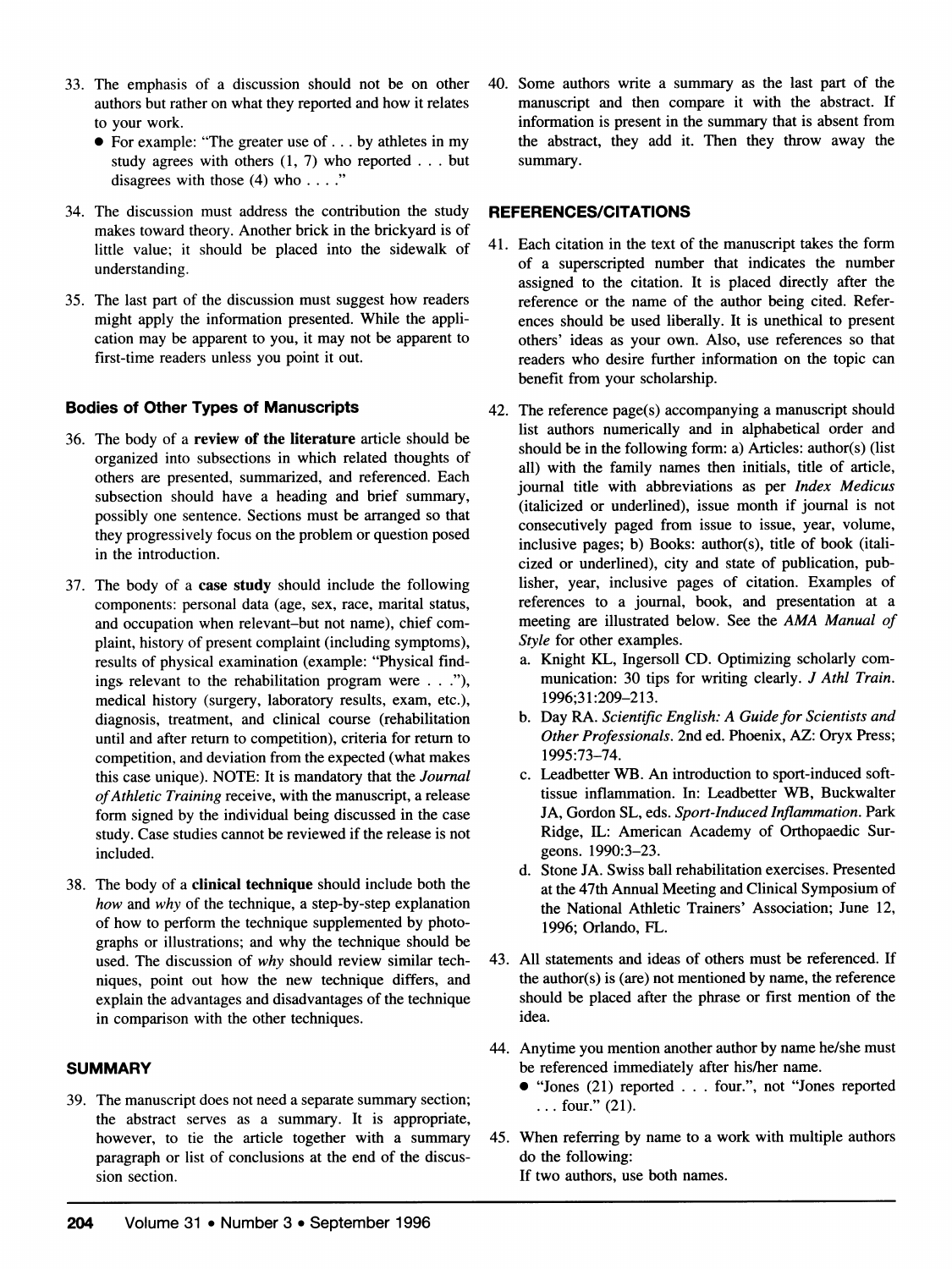33. The emphasis of a discussion should not be on other authors but rather on what they reported and how it relates to your work.
    - For example: "The greater use of . . . by athletes in my study agrees with others (1, 7) who reported . . . but disagrees with those (4) who . . . ."

34. The discussion must address the contribution the study makes toward theory. Another brick in the brickyard is of little value; it should be placed into the sidewalk of understanding.

35. The last part of the discussion must suggest how readers might apply the information presented. While the application may be apparent to you, it may not be apparent to first-time readers unless you point it out.

### Bodies of Other Types of Manuscripts

36. The body of a **review of the literature** article should be organized into subsections in which related thoughts of others are presented, summarized, and referenced. Each subsection should have a heading and brief summary, possibly one sentence. Sections must be arranged so that they progressively focus on the problem or question posed in the introduction.

37. The body of a **case study** should include the following components: personal data (age, sex, race, marital status, and occupation when relevant–but not name), chief complaint, history of present complaint (including symptoms), results of physical examination (example: "Physical findings relevant to the rehabilitation program were . . ."), medical history (surgery, laboratory results, exam, etc.), diagnosis, treatment, and clinical course (rehabilitation until and after return to competition), criteria for return to competition, and deviation from the expected (what makes this case unique). NOTE: It is mandatory that the *Journal of Athletic Training* receive, with the manuscript, a release form signed by the individual being discussed in the case study. Case studies cannot be reviewed if the release is not included.

38. The body of a **clinical technique** should include both the *how* and *why* of the technique, a step-by-step explanation of how to perform the technique supplemented by photographs or illustrations; and why the technique should be used. The discussion of *why* should review similar techniques, point out how the new technique differs, and explain the advantages and disadvantages of the technique in comparison with the other techniques.

## SUMMARY

39. The manuscript does not need a separate summary section; the abstract serves as a summary. It is appropriate, however, to tie the article together with a summary paragraph or list of conclusions at the end of the discussion section.

40. Some authors write a summary as the last part of the manuscript and then compare it with the abstract. If information is present in the summary that is absent from the abstract, they add it. Then they throw away the summary.

## REFERENCES/CITATIONS

41. Each citation in the text of the manuscript takes the form of a superscripted number that indicates the number assigned to the citation. It is placed directly after the reference or the name of the author being cited. References should be used liberally. It is unethical to present others' ideas as your own. Also, use references so that readers who desire further information on the topic can benefit from your scholarship.

42. The reference page(s) accompanying a manuscript should list authors numerically and in alphabetical order and should be in the following form: a) Articles: author(s) (list all) with the family names then initials, title of article, journal title with abbreviations as per *Index Medicus* (italicized or underlined), issue month if journal is not consecutively paged from issue to issue, year, volume, inclusive pages; b) Books: author(s), title of book (italicized or underlined), city and state of publication, publisher, year, inclusive pages of citation. Examples of references to a journal, book, and presentation at a meeting are illustrated below. See the *AMA Manual of Style* for other examples.
    a. Knight KL, Ingersoll CD. Optimizing scholarly communication: 30 tips for writing clearly. *J Athl Train.* 1996;31:209–213.
    b. Day RA. *Scientific English: A Guide for Scientists and Other Professionals.* 2nd ed. Phoenix, AZ: Oryx Press; 1995:73–74.
    c. Leadbetter WB. An introduction to sport-induced soft-tissue inflammation. In: Leadbetter WB, Buckwalter JA, Gordon SL, eds. *Sport-Induced Inflammation.* Park Ridge, IL: American Academy of Orthopaedic Surgeons. 1990:3–23.
    d. Stone JA. Swiss ball rehabilitation exercises. Presented at the 47th Annual Meeting and Clinical Symposium of the National Athletic Trainers' Association; June 12, 1996; Orlando, FL.

43. All statements and ideas of others must be referenced. If the author(s) is (are) not mentioned by name, the reference should be placed after the phrase or first mention of the idea.

44. Anytime you mention another author by name he/she must be referenced immediately after his/her name.
    - "Jones (21) reported . . . four.", not "Jones reported . . . four." (21).

45. When referring by name to a work with multiple authors do the following:
    If two authors, use both names.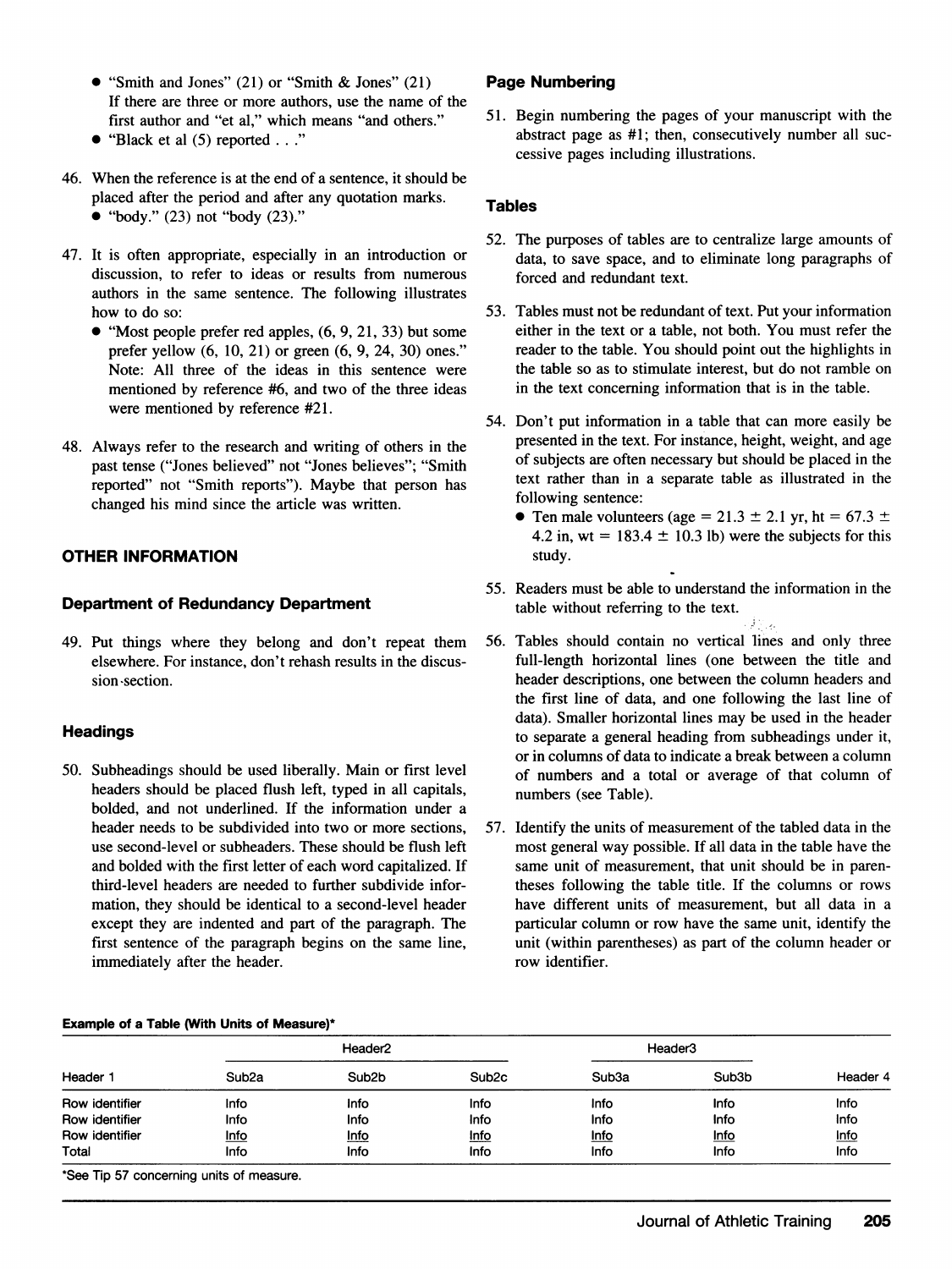- "Smith and Jones" (21) or "Smith & Jones" (21)
  If there are three or more authors, use the name of the first author and "et al," which means "and others."
- "Black et al (5) reported . . ."

46. When the reference is at the end of a sentence, it should be placed after the period and after any quotation marks.
    - "body." (23) not "body (23)."

47. It is often appropriate, especially in an introduction or discussion, to refer to ideas or results from numerous authors in the same sentence. The following illustrates how to do so:
    - "Most people prefer red apples, (6, 9, 21, 33) but some prefer yellow (6, 10, 21) or green (6, 9, 24, 30) ones." Note: All three of the ideas in this sentence were mentioned by reference #6, and two of the three ideas were mentioned by reference #21.

48. Always refer to the research and writing of others in the past tense ("Jones believed" not "Jones believes"; "Smith reported" not "Smith reports"). Maybe that person has changed his mind since the article was written.

## OTHER INFORMATION

### Department of Redundancy Department

49. Put things where they belong and don't repeat them elsewhere. For instance, don't rehash results in the discussion section.

### Headings

50. Subheadings should be used liberally. Main or first level headers should be placed flush left, typed in all capitals, bolded, and not underlined. If the information under a header needs to be subdivided into two or more sections, use second-level or subheaders. These should be flush left and bolded with the first letter of each word capitalized. If third-level headers are needed to further subdivide information, they should be identical to a second-level header except they are indented and part of the paragraph. The first sentence of the paragraph begins on the same line, immediately after the header.

### Page Numbering

51. Begin numbering the pages of your manuscript with the abstract page as #1; then, consecutively number all successive pages including illustrations.

### Tables

52. The purposes of tables are to centralize large amounts of data, to save space, and to eliminate long paragraphs of forced and redundant text.

53. Tables must not be redundant of text. Put your information either in the text or a table, not both. You must refer the reader to the table. You should point out the highlights in the table so as to stimulate interest, but do not ramble on in the text concerning information that is in the table.

54. Don't put information in a table that can more easily be presented in the text. For instance, height, weight, and age of subjects are often necessary but should be placed in the text rather than in a separate table as illustrated in the following sentence:
    - Ten male volunteers (age = 21.3 ± 2.1 yr, ht = 67.3 ± 4.2 in, wt = 183.4 ± 10.3 lb) were the subjects for this study.

55. Readers must be able to understand the information in the table without referring to the text.

56. Tables should contain no vertical lines and only three full-length horizontal lines (one between the title and header descriptions, one between the column headers and the first line of data, and one following the last line of data). Smaller horizontal lines may be used in the header to separate a general heading from subheadings under it, or in columns of data to indicate a break between a column of numbers and a total or average of that column of numbers (see Table).

57. Identify the units of measurement of the tabled data in the most general way possible. If all data in the table have the same unit of measurement, that unit should be in parentheses following the table title. If the columns or rows have different units of measurement, but all data in a particular column or row have the same unit, identify the unit (within parentheses) as part of the column header or row identifier.

**Example of a Table (With Units of Measure)***

| | Header2 | | | Header3 | | |
|---|---|---|---|---|---|---|
| Header 1 | Sub2a | Sub2b | Sub2c | Sub3a | Sub3b | Header 4 |
| Row identifier | Info | Info | Info | Info | Info | Info |
| Row identifier | Info | Info | Info | Info | Info | Info |
| Row identifier | Info | Info | Info | Info | Info | Info |
| Total | Info | Info | Info | Info | Info | Info |

*See Tip 57 concerning units of measure.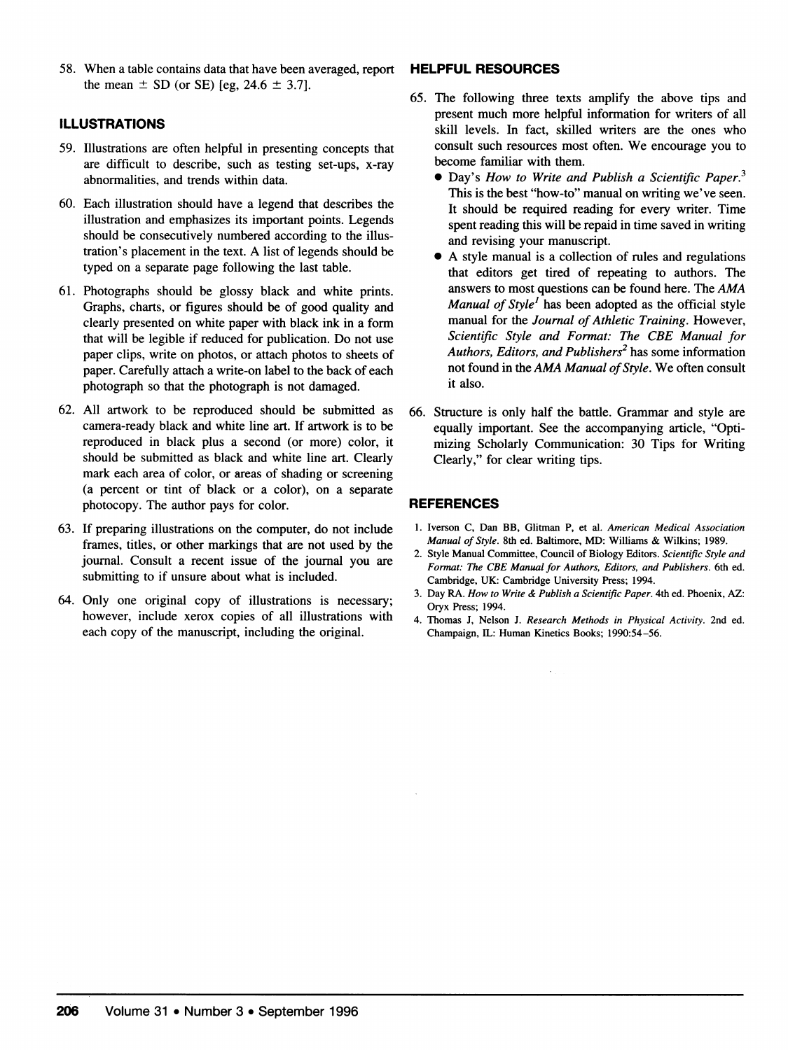58. When a table contains data that have been averaged, report the mean ± SD (or SE) [eg, 24.6 ± 3.7].

## ILLUSTRATIONS

59. Illustrations are often helpful in presenting concepts that are difficult to describe, such as testing set-ups, x-ray abnormalities, and trends within data.

60. Each illustration should have a legend that describes the illustration and emphasizes its important points. Legends should be consecutively numbered according to the illustration's placement in the text. A list of legends should be typed on a separate page following the last table.

61. Photographs should be glossy black and white prints. Graphs, charts, or figures should be of good quality and clearly presented on white paper with black ink in a form that will be legible if reduced for publication. Do not use paper clips, write on photos, or attach photos to sheets of paper. Carefully attach a write-on label to the back of each photograph so that the photograph is not damaged.

62. All artwork to be reproduced should be submitted as camera-ready black and white line art. If artwork is to be reproduced in black plus a second (or more) color, it should be submitted as black and white line art. Clearly mark each area of color, or areas of shading or screening (a percent or tint of black or a color), on a separate photocopy. The author pays for color.

63. If preparing illustrations on the computer, do not include frames, titles, or other markings that are not used by the journal. Consult a recent issue of the journal you are submitting to if unsure about what is included.

64. Only one original copy of illustrations is necessary; however, include xerox copies of all illustrations with each copy of the manuscript, including the original.

## HELPFUL RESOURCES

65. The following three texts amplify the above tips and present much more helpful information for writers of all skill levels. In fact, skilled writers are the ones who consult such resources most often. We encourage you to become familiar with them.
    - Day's *How to Write and Publish a Scientific Paper.*[3] This is the best "how-to" manual on writing we've seen. It should be required reading for every writer. Time spent reading this will be repaid in time saved in writing and revising your manuscript.
    - A style manual is a collection of rules and regulations that editors get tired of repeating to authors. The answers to most questions can be found here. The *AMA Manual of Style*[1] has been adopted as the official style manual for the *Journal of Athletic Training*. However, *Scientific Style and Format: The CBE Manual for Authors, Editors, and Publishers*[2] has some information not found in the *AMA Manual of Style*. We often consult it also.

66. Structure is only half the battle. Grammar and style are equally important. See the accompanying article, "Optimizing Scholarly Communication: 30 Tips for Writing Clearly," for clear writing tips.

## REFERENCES

1. Iverson C, Dan BB, Glitman P, et al. *American Medical Association Manual of Style*. 8th ed. Baltimore, MD: Williams & Wilkins; 1989.
2. Style Manual Committee, Council of Biology Editors. *Scientific Style and Format: The CBE Manual for Authors, Editors, and Publishers*. 6th ed. Cambridge, UK: Cambridge University Press; 1994.
3. Day RA. *How to Write & Publish a Scientific Paper*. 4th ed. Phoenix, AZ: Oryx Press; 1994.
4. Thomas J, Nelson J. *Research Methods in Physical Activity*. 2nd ed. Champaign, IL: Human Kinetics Books; 1990:54–56.